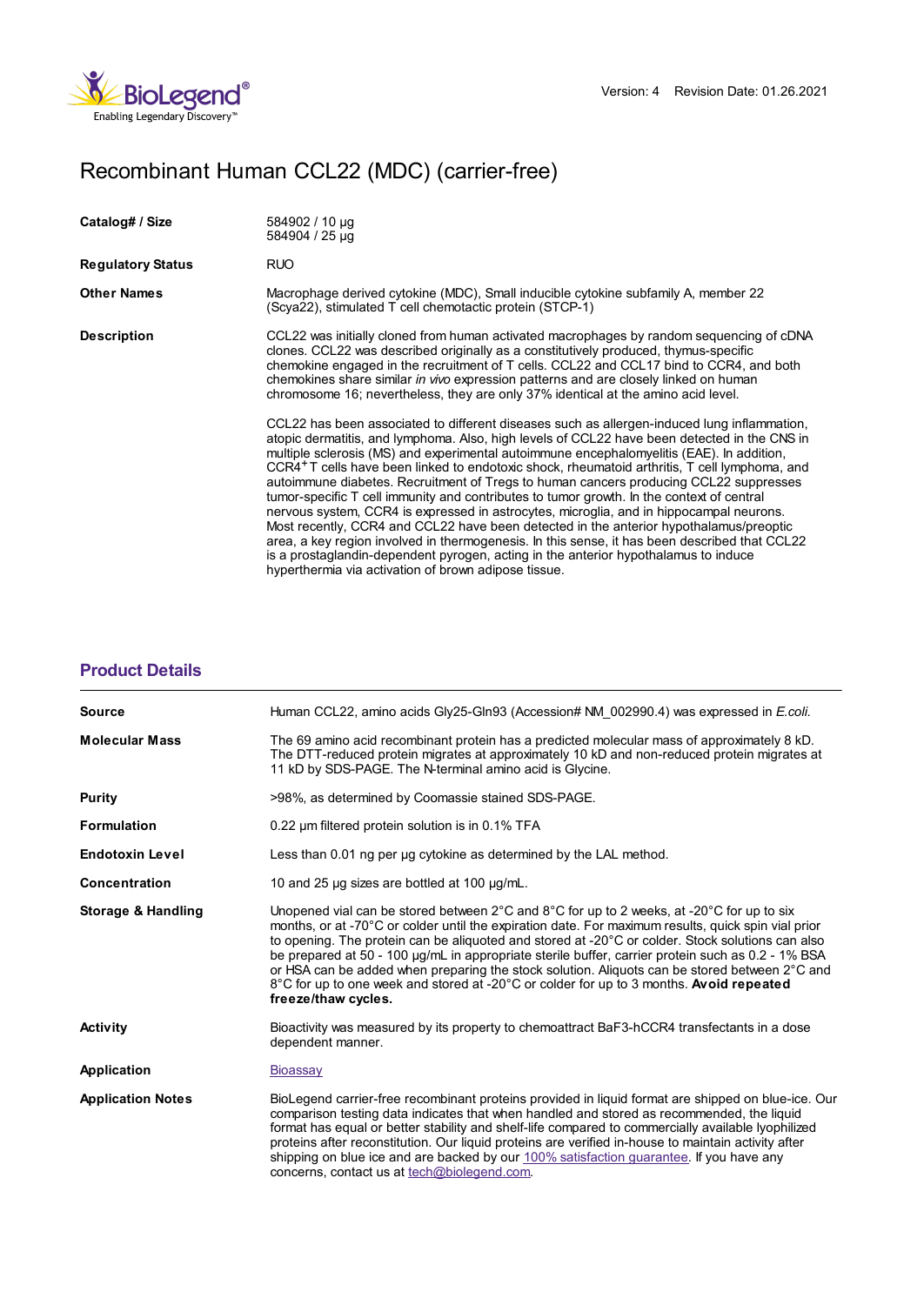Version: 4 Revision Date: 01.26.2021

# Recombinant Human CCL22 (MDC) (carrier-free)

| | |
|---|---|
| **Catalog# / Size** | 584902 / 10 µg<br>584904 / 25 µg |
| **Regulatory Status** | RUO |
| **Other Names** | Macrophage derived cytokine (MDC), Small inducible cytokine subfamily A, member 22 (Scya22), stimulated T cell chemotactic protein (STCP-1) |
| **Description** | CCL22 was initially cloned from human activated macrophages by random sequencing of cDNA clones. CCL22 was described originally as a constitutively produced, thymus-specific chemokine engaged in the recruitment of T cells. CCL22 and CCL17 bind to CCR4, and both chemokines share similar *in vivo* expression patterns and are closely linked on human chromosome 16; nevertheless, they are only 37% identical at the amino acid level.<br><br>CCL22 has been associated to different diseases such as allergen-induced lung inflammation, atopic dermatitis, and lymphoma. Also, high levels of CCL22 have been detected in the CNS in multiple sclerosis (MS) and experimental autoimmune encephalomyelitis (EAE). In addition, $CCR4^{+}$ T cells have been linked to endotoxic shock, rheumatoid arthritis, T cell lymphoma, and autoimmune diabetes. Recruitment of Tregs to human cancers producing CCL22 suppresses tumor-specific T cell immunity and contributes to tumor growth. In the context of central nervous system, CCR4 is expressed in astrocytes, microglia, and in hippocampal neurons. Most recently, CCR4 and CCL22 have been detected in the anterior hypothalamus/preoptic area, a key region involved in thermogenesis. In this sense, it has been described that CCL22 is a prostaglandin-dependent pyrogen, acting in the anterior hypothalamus to induce hyperthermia via activation of brown adipose tissue. |

## Product Details

| | |
|---|---|
| **Source** | Human CCL22, amino acids Gly25-Gln93 (Accession# NM_002990.4) was expressed in *E.coli*. |
| **Molecular Mass** | The 69 amino acid recombinant protein has a predicted molecular mass of approximately 8 kD. The DTT-reduced protein migrates at approximately 10 kD and non-reduced protein migrates at 11 kD by SDS-PAGE. The N-terminal amino acid is Glycine. |
| **Purity** | >98%, as determined by Coomassie stained SDS-PAGE. |
| **Formulation** | 0.22 µm filtered protein solution is in 0.1% TFA |
| **Endotoxin Level** | Less than 0.01 ng per µg cytokine as determined by the LAL method. |
| **Concentration** | 10 and 25 µg sizes are bottled at 100 µg/mL. |
| **Storage & Handling** | Unopened vial can be stored between 2°C and 8°C for up to 2 weeks, at -20°C for up to six months, or at -70°C or colder until the expiration date. For maximum results, quick spin vial prior to opening. The protein can be aliquoted and stored at -20°C or colder. Stock solutions can also be prepared at 50 - 100 µg/mL in appropriate sterile buffer, carrier protein such as 0.2 - 1% BSA or HSA can be added when preparing the stock solution. Aliquots can be stored between 2°C and 8°C for up to one week and stored at -20°C or colder for up to 3 months. **Avoid repeated freeze/thaw cycles.** |
| **Activity** | Bioactivity was measured by its property to chemoattract BaF3-hCCR4 transfectants in a dose dependent manner. |
| **Application** | Bioassay |
| **Application Notes** | BioLegend carrier-free recombinant proteins provided in liquid format are shipped on blue-ice. Our comparison testing data indicates that when handled and stored as recommended, the liquid format has equal or better stability and shelf-life compared to commercially available lyophilized proteins after reconstitution. Our liquid proteins are verified in-house to maintain activity after shipping on blue ice and are backed by our 100% satisfaction guarantee. If you have any concerns, contact us at tech@biolegend.com. |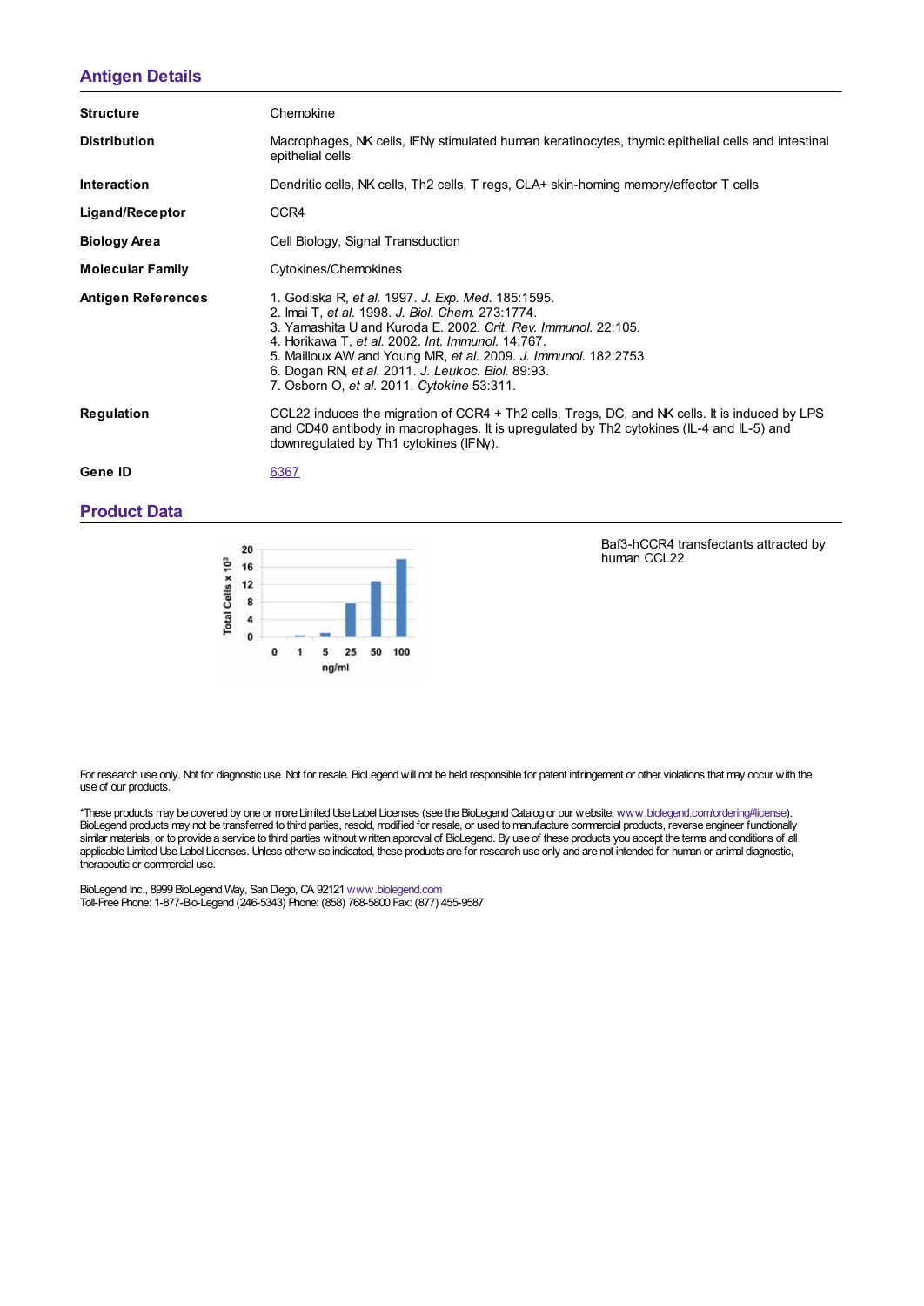## Antigen Details

| | |
|---|---|
| **Structure** | Chemokine |
| **Distribution** | Macrophages, NK cells, IFNγ stimulated human keratinocytes, thymic epithelial cells and intestinal epithelial cells |
| **Interaction** | Dendritic cells, NK cells, Th2 cells, T regs, CLA+ skin-homing memory/effector T cells |
| **Ligand/Receptor** | CCR4 |
| **Biology Area** | Cell Biology, Signal Transduction |
| **Molecular Family** | Cytokines/Chemokines |
| **Antigen References** | 1. Godiska R, *et al.* 1997. *J. Exp. Med.* 185:1595.<br>2. Imai T, *et al.* 1998. *J. Biol. Chem.* 273:1774.<br>3. Yamashita U and Kuroda E. 2002. *Crit. Rev. Immunol.* 22:105.<br>4. Horikawa T, *et al.* 2002. *Int. Immunol.* 14:767.<br>5. Mailloux AW and Young MR, *et al.* 2009. *J. Immunol.* 182:2753.<br>6. Dogan RN, *et al.* 2011. *J. Leukoc. Biol.* 89:93.<br>7. Osborn O, *et al.* 2011. *Cytokine* 53:311. |
| **Regulation** | CCL22 induces the migration of CCR4 + Th2 cells, Tregs, DC, and NK cells. It is induced by LPS and CD40 antibody in macrophages. It is upregulated by Th2 cytokines (IL-4 and IL-5) and downregulated by Th1 cytokines (IFNγ). |
| **Gene ID** | 6367 |

## Product Data

Total Cells x $10^3$

20
16
12
8
4
0

0 1 5 25 50 100

ng/ml

Baf3-hCCR4 transfectants attracted by human CCL22.

For research use only. Not for diagnostic use. Not for resale. BioLegend will not be held responsible for patent infringement or other violations that may occur with the use of our products.

*These products may be covered by one or more Limited Use Label Licenses (see the BioLegend Catalog or our website, www.biolegend.com/ordering#license). BioLegend products may not be transferred to third parties, resold, modified for resale, or used to manufacture commercial products, reverse engineer functionally similar materials, or to provide a service to third parties without written approval of BioLegend. By use of these products you accept the terms and conditions of all applicable Limited Use Label Licenses. Unless otherwise indicated, these products are for research use only and are not intended for human or animal diagnostic, therapeutic or commercial use.

BioLegend Inc., 8999 BioLegend Way, San Diego, CA 92121 www.biolegend.com
Toll-Free Phone: 1-877-Bio-Legend (246-5343) Phone: (858) 768-5800 Fax: (877) 455-9587